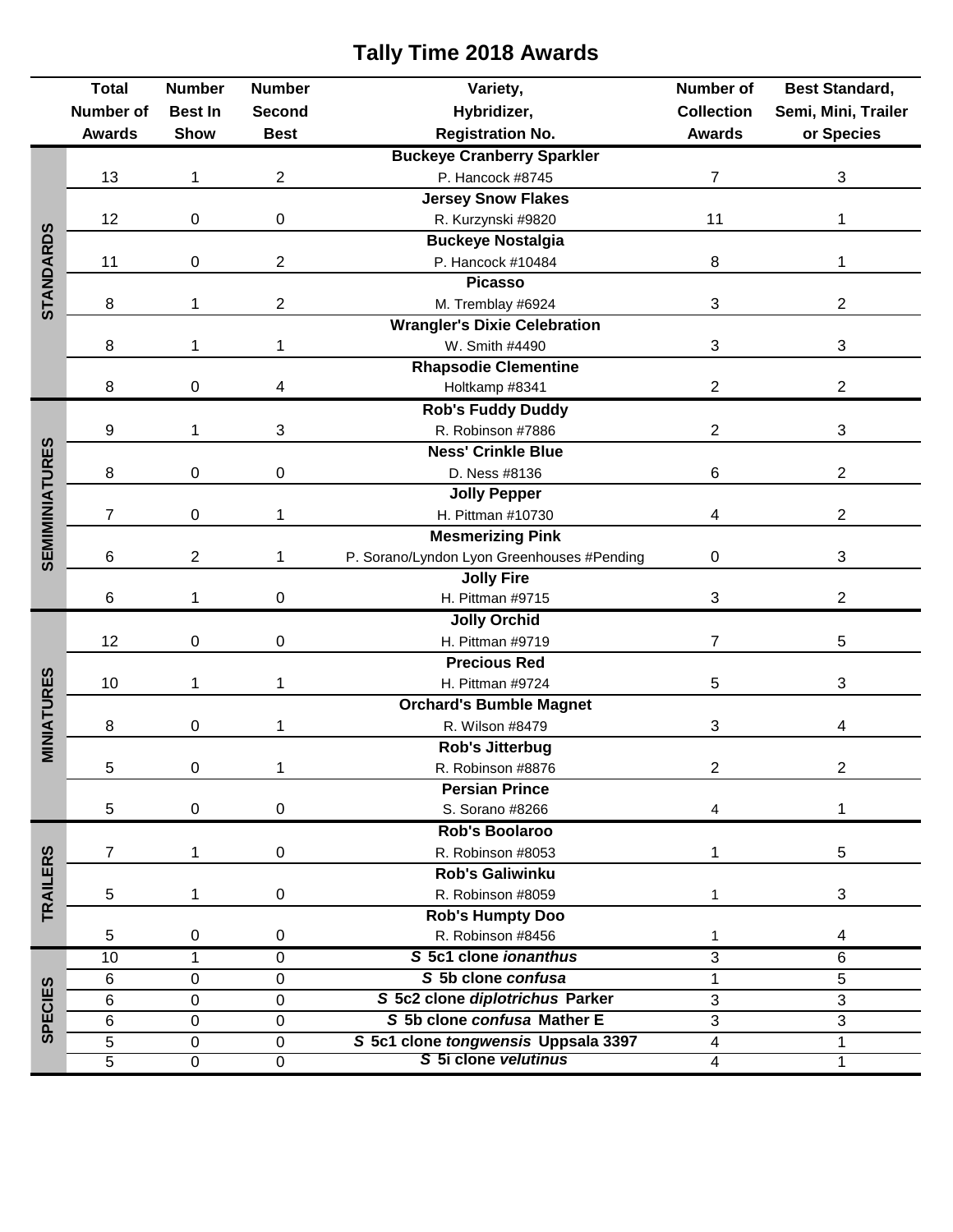# Tally Time 2018 Awards

| Category | Total Number of Awards | Number Best In Show | Number Second Best | Variety, Hybridizer, Registration No. | Number of Collection Awards | Best Standard, Semi, Mini, Trailer or Species |
|---|---|---|---|---|---|---|
| STANDARDS | 13 | 1 | 2 | **Buckeye Cranberry Sparkler** P. Hancock #8745 | 7 | 3 |
| STANDARDS | 12 | 0 | 0 | **Jersey Snow Flakes** R. Kurzynski #9820 | 11 | 1 |
| STANDARDS | 11 | 0 | 2 | **Buckeye Nostalgia** P. Hancock #10484 | 8 | 1 |
| STANDARDS | 8 | 1 | 2 | **Picasso** M. Tremblay #6924 | 3 | 2 |
| STANDARDS | 8 | 1 | 1 | **Wrangler's Dixie Celebration** W. Smith #4490 | 3 | 3 |
| STANDARDS | 8 | 0 | 4 | **Rhapsodie Clementine** Holtkamp #8341 | 2 | 2 |
| SEMIMINIATURES | 9 | 1 | 3 | **Rob's Fuddy Duddy** R. Robinson #7886 | 2 | 3 |
| SEMIMINIATURES | 8 | 0 | 0 | **Ness' Crinkle Blue** D. Ness #8136 | 6 | 2 |
| SEMIMINIATURES | 7 | 0 | 1 | **Jolly Pepper** H. Pittman #10730 | 4 | 2 |
| SEMIMINIATURES | 6 | 2 | 1 | **Mesmerizing Pink** P. Sorano/Lyndon Lyon Greenhouses #Pending | 0 | 3 |
| SEMIMINIATURES | 6 | 1 | 0 | **Jolly Fire** H. Pittman #9715 | 3 | 2 |
| MINIATURES | 12 | 0 | 0 | **Jolly Orchid** H. Pittman #9719 | 7 | 5 |
| MINIATURES | 10 | 1 | 1 | **Precious Red** H. Pittman #9724 | 5 | 3 |
| MINIATURES | 8 | 0 | 1 | **Orchard's Bumble Magnet** R. Wilson #8479 | 3 | 4 |
| MINIATURES | 5 | 0 | 1 | **Rob's Jitterbug** R. Robinson #8876 | 2 | 2 |
| MINIATURES | 5 | 0 | 0 | **Persian Prince** S. Sorano #8266 | 4 | 1 |
| TRAILERS | 7 | 1 | 0 | **Rob's Boolaroo** R. Robinson #8053 | 1 | 5 |
| TRAILERS | 5 | 1 | 0 | **Rob's Galiwinku** R. Robinson #8059 | 1 | 3 |
| TRAILERS | 5 | 0 | 0 | **Rob's Humpty Doo** R. Robinson #8456 | 1 | 4 |
| SPECIES | 10 | 1 | 0 | ***S* 5c1 clone *ionanthus*** | 3 | 6 |
| SPECIES | 6 | 0 | 0 | ***S* 5b clone *confusa*** | 1 | 5 |
| SPECIES | 6 | 0 | 0 | ***S* 5c2 clone *diplotrichus* Parker** | 3 | 3 |
| SPECIES | 6 | 0 | 0 | ***S* 5b clone *confusa* Mather E** | 3 | 3 |
| SPECIES | 5 | 0 | 0 | ***S* 5c1 clone *tongwensis* Uppsala 3397** | 4 | 1 |
| SPECIES | 5 | 0 | 0 | ***S* 5i clone *velutinus*** | 4 | 1 |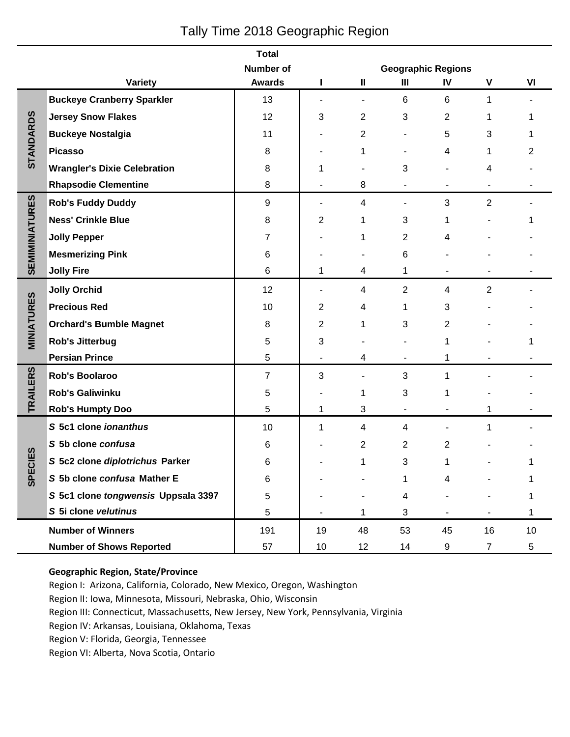# Tally Time 2018 Geographic Region

| | Variety | Total Number of Awards | Geographic Regions I | II | III | IV | V | VI |
|---|---|---|---|---|---|---|---|---|
| STANDARDS | **Buckeye Cranberry Sparkler** | 13 | - | - | 6 | 6 | 1 | - |
| | **Jersey Snow Flakes** | 12 | 3 | 2 | 3 | 2 | 1 | 1 |
| | **Buckeye Nostalgia** | 11 | - | 2 | - | 5 | 3 | 1 |
| | **Picasso** | 8 | - | 1 | - | 4 | 1 | 2 |
| | **Wrangler's Dixie Celebration** | 8 | 1 | - | 3 | - | 4 | - |
| | **Rhapsodie Clementine** | 8 | - | 8 | - | - | - | - |
| SEMIMINIATURES | **Rob's Fuddy Duddy** | 9 | - | 4 | - | 3 | 2 | - |
| | **Ness' Crinkle Blue** | 8 | 2 | 1 | 3 | 1 | - | 1 |
| | **Jolly Pepper** | 7 | - | 1 | 2 | 4 | - | - |
| | **Mesmerizing Pink** | 6 | - | - | 6 | - | - | - |
| | **Jolly Fire** | 6 | 1 | 4 | 1 | - | - | - |
| MINIATURES | **Jolly Orchid** | 12 | - | 4 | 2 | 4 | 2 | - |
| | **Precious Red** | 10 | 2 | 4 | 1 | 3 | - | - |
| | **Orchard's Bumble Magnet** | 8 | 2 | 1 | 3 | 2 | - | - |
| | **Rob's Jitterbug** | 5 | 3 | - | - | 1 | - | 1 |
| | **Persian Prince** | 5 | - | 4 | - | 1 | - | - |
| TRAILERS | **Rob's Boolaroo** | 7 | 3 | - | 3 | 1 | - | - |
| | **Rob's Galiwinku** | 5 | - | 1 | 3 | 1 | - | - |
| | **Rob's Humpty Doo** | 5 | 1 | 3 | - | - | 1 | - |
| SPECIES | ***S* 5c1 clone *ionanthus*** | 10 | 1 | 4 | 4 | - | 1 | - |
| | ***S* 5b clone *confusa*** | 6 | - | 2 | 2 | 2 | - | - |
| | ***S* 5c2 clone *diplotrichus* Parker** | 6 | - | 1 | 3 | 1 | - | 1 |
| | ***S* 5b clone *confusa* Mather E** | 6 | - | - | 1 | 4 | - | 1 |
| | ***S* 5c1 clone *tongwensis* Uppsala 3397** | 5 | - | - | 4 | - | - | 1 |
| | ***S* 5i clone *velutinus*** | 5 | - | 1 | 3 | - | - | 1 |
| | **Number of Winners** | 191 | 19 | 48 | 53 | 45 | 16 | 10 |
| | **Number of Shows Reported** | 57 | 10 | 12 | 14 | 9 | 7 | 5 |

**Geographic Region, State/Province**

Region I: Arizona, California, Colorado, New Mexico, Oregon, Washington

Region II: Iowa, Minnesota, Missouri, Nebraska, Ohio, Wisconsin

Region III: Connecticut, Massachusetts, New Jersey, New York, Pennsylvania, Virginia

Region IV: Arkansas, Louisiana, Oklahoma, Texas

Region V: Florida, Georgia, Tennessee

Region VI: Alberta, Nova Scotia, Ontario